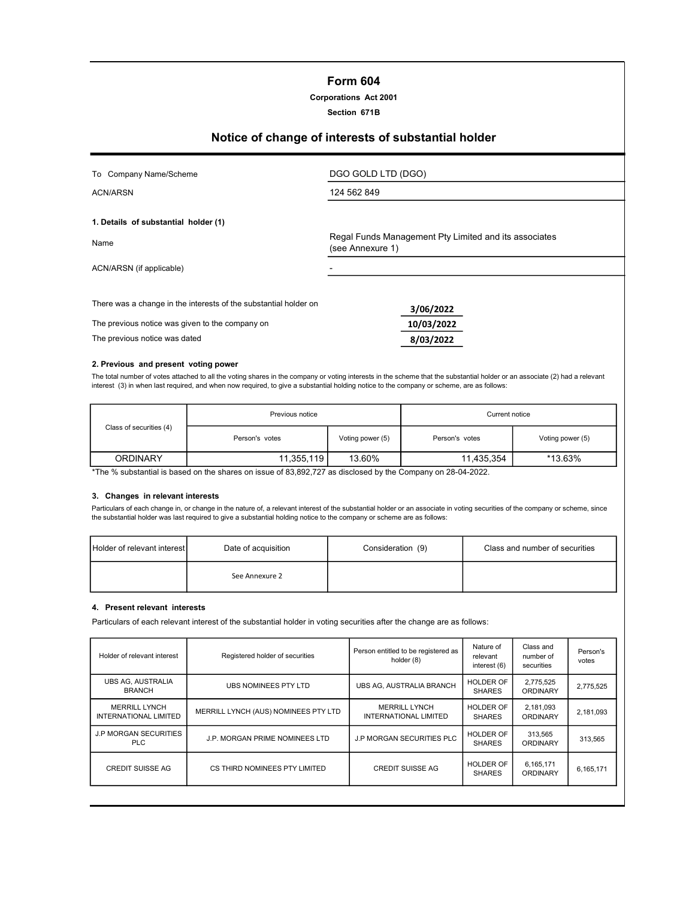# Form 604

**Corporations Act 2001**

**Section 671B**

## Notice of change of interests of substantial holder

| | |
|---|---|
| To Company Name/Scheme | DGO GOLD LTD (DGO) |
| ACN/ARSN | 124 562 849 |

**1. Details of substantial holder (1)**

| | |
|---|---|
| Name | Regal Funds Management Pty Limited and its associates (see Annexure 1) |
| ACN/ARSN (if applicable) | - |

| | |
|---|---|
| There was a change in the interests of the substantial holder on | 3/06/2022 |
| The previous notice was given to the company on | 10/03/2022 |
| The previous notice was dated | 8/03/2022 |

**2. Previous and present voting power**

The total number of votes attached to all the voting shares in the company or voting interests in the scheme that the substantial holder or an associate (2) had a relevant interest (3) in when last required, and when now required, to give a substantial holding notice to the company or scheme, are as follows:

| Class of securities (4) | Previous notice | | Current notice | |
|---|---|---|---|---|
| | Person's votes | Voting power (5) | Person's votes | Voting power (5) |
| ORDINARY | 11,355,119 | 13.60% | 11,435,354 | *13.63% |

*The % substantial is based on the shares on issue of 83,892,727 as disclosed by the Company on 28-04-2022.

**3. Changes in relevant interests**

Particulars of each change in, or change in the nature of, a relevant interest of the substantial holder or an associate in voting securities of the company or scheme, since the substantial holder was last required to give a substantial holding notice to the company or scheme are as follows:

| Holder of relevant interest | Date of acquisition | Consideration (9) | Class and number of securities |
|---|---|---|---|
| | See Annexure 2 | | |

**4. Present relevant interests**

Particulars of each relevant interest of the substantial holder in voting securities after the change are as follows:

| Holder of relevant interest | Registered holder of securities | Person entitled to be registered as holder (8) | Nature of relevant interest (6) | Class and number of securities | Person's votes |
|---|---|---|---|---|---|
| UBS AG, AUSTRALIA BRANCH | UBS NOMINEES PTY LTD | UBS AG, AUSTRALIA BRANCH | HOLDER OF SHARES | 2,775,525 ORDINARY | 2,775,525 |
| MERRILL LYNCH INTERNATIONAL LIMITED | MERRILL LYNCH (AUS) NOMINEES PTY LTD | MERRILL LYNCH INTERNATIONAL LIMITED | HOLDER OF SHARES | 2,181,093 ORDINARY | 2,181,093 |
| J.P MORGAN SECURITIES PLC | J.P. MORGAN PRIME NOMINEES LTD | J.P MORGAN SECURITIES PLC | HOLDER OF SHARES | 313,565 ORDINARY | 313,565 |
| CREDIT SUISSE AG | CS THIRD NOMINEES PTY LIMITED | CREDIT SUISSE AG | HOLDER OF SHARES | 6,165,171 ORDINARY | 6,165,171 |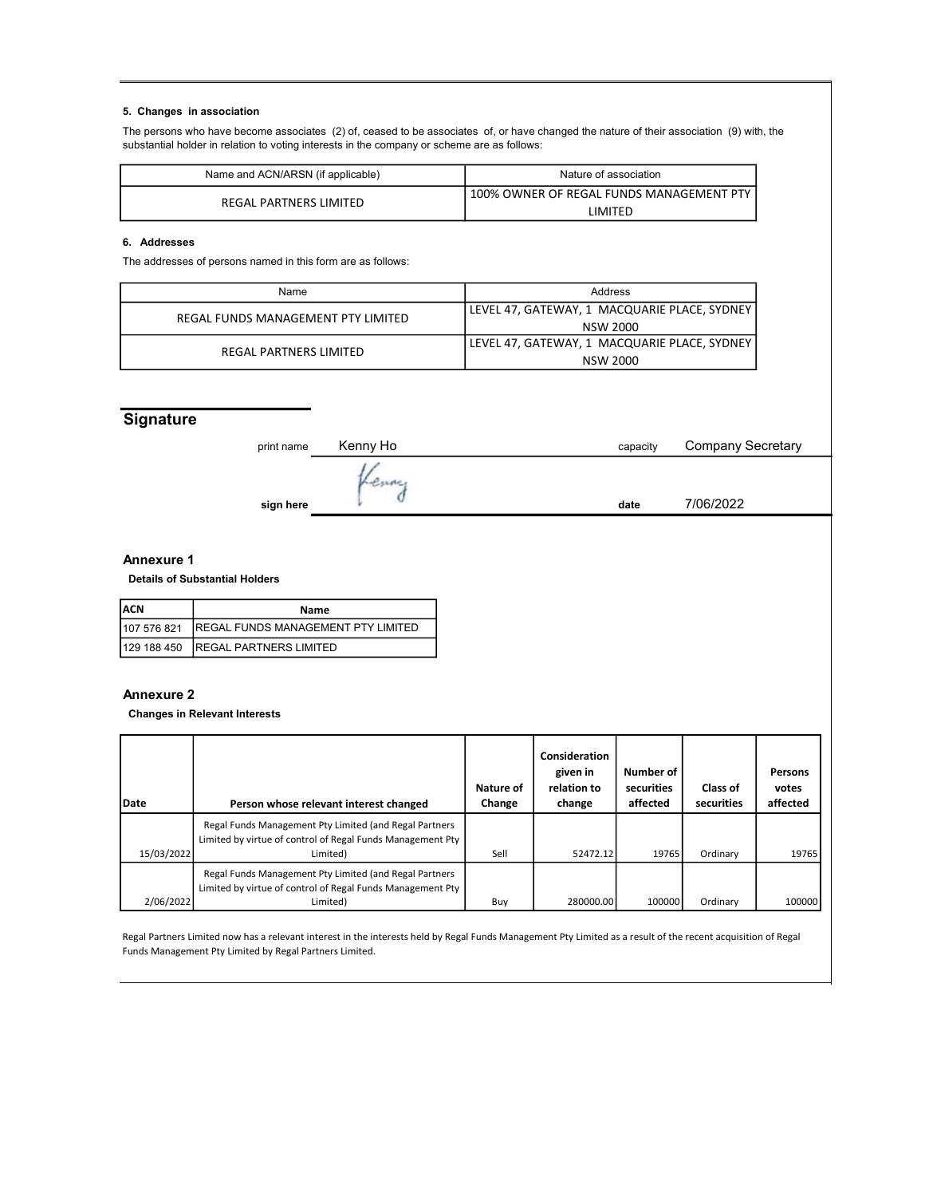**5. Changes in association**

The persons who have become associates (2) of, ceased to be associates of, or have changed the nature of their association (9) with, the substantial holder in relation to voting interests in the company or scheme are as follows:

| Name and ACN/ARSN (if applicable) | Nature of association |
|---|---|
| REGAL PARTNERS LIMITED | 100% OWNER OF REGAL FUNDS MANAGEMENT PTY LIMITED |

**6. Addresses**

The addresses of persons named in this form are as follows:

| Name | Address |
|---|---|
| REGAL FUNDS MANAGEMENT PTY LIMITED | LEVEL 47, GATEWAY, 1 MACQUARIE PLACE, SYDNEY NSW 2000 |
| REGAL PARTNERS LIMITED | LEVEL 47, GATEWAY, 1 MACQUARIE PLACE, SYDNEY NSW 2000 |

## Signature

print name Kenny Ho capacity Company Secretary

sign here Kenny date 7/06/2022

### Annexure 1

**Details of Substantial Holders**

| ACN | Name |
|---|---|
| 107 576 821 | REGAL FUNDS MANAGEMENT PTY LIMITED |
| 129 188 450 | REGAL PARTNERS LIMITED |

### Annexure 2

**Changes in Relevant Interests**

| Date | Person whose relevant interest changed | Nature of Change | Consideration given in relation to change | Number of securities affected | Class of securities | Persons votes affected |
|---|---|---|---|---|---|---|
| 15/03/2022 | Regal Funds Management Pty Limited (and Regal Partners Limited by virtue of control of Regal Funds Management Pty Limited) | Sell | 52472.12 | 19765 | Ordinary | 19765 |
| 2/06/2022 | Regal Funds Management Pty Limited (and Regal Partners Limited by virtue of control of Regal Funds Management Pty Limited) | Buy | 280000.00 | 100000 | Ordinary | 100000 |

Regal Partners Limited now has a relevant interest in the interests held by Regal Funds Management Pty Limited as a result of the recent acquisition of Regal Funds Management Pty Limited by Regal Partners Limited.